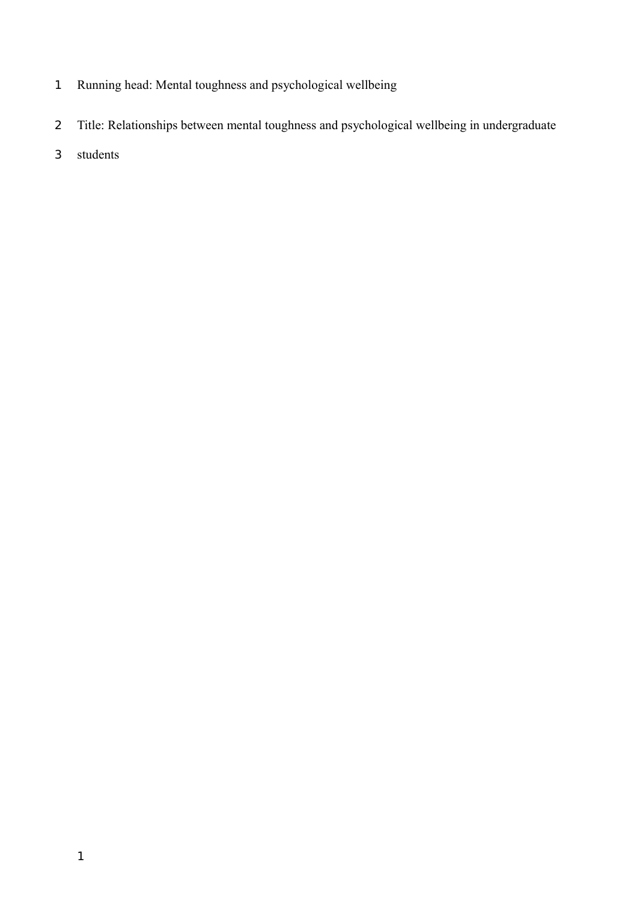Running head: Mental toughness and psychological wellbeing

Title: Relationships between mental toughness and psychological wellbeing in undergraduate students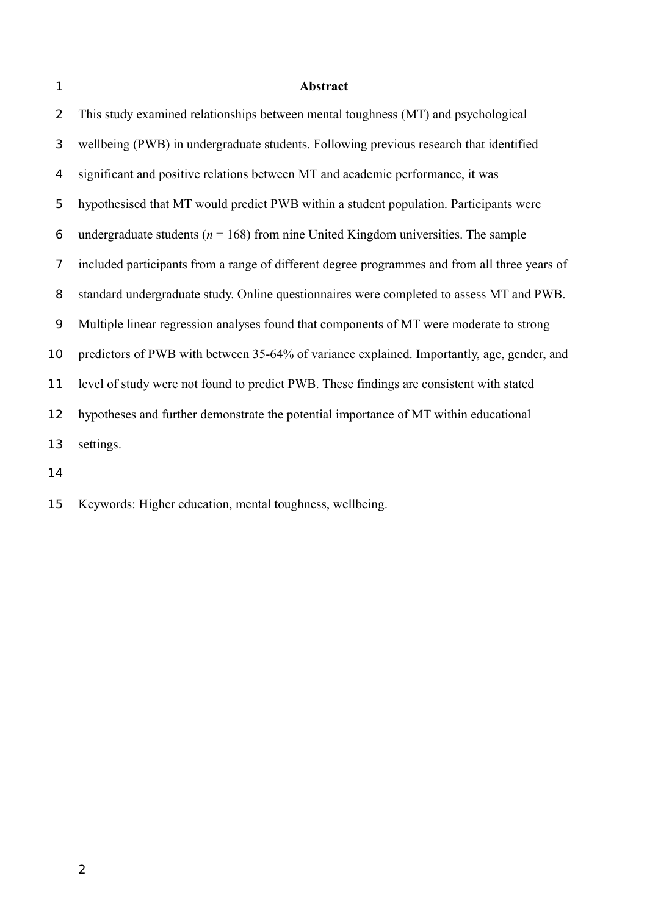## Abstract

This study examined relationships between mental toughness (MT) and psychological wellbeing (PWB) in undergraduate students. Following previous research that identified significant and positive relations between MT and academic performance, it was hypothesised that MT would predict PWB within a student population. Participants were undergraduate students (*n* = 168) from nine United Kingdom universities. The sample included participants from a range of different degree programmes and from all three years of standard undergraduate study. Online questionnaires were completed to assess MT and PWB. Multiple linear regression analyses found that components of MT were moderate to strong predictors of PWB with between 35-64% of variance explained. Importantly, age, gender, and level of study were not found to predict PWB. These findings are consistent with stated hypotheses and further demonstrate the potential importance of MT within educational settings.

Keywords: Higher education, mental toughness, wellbeing.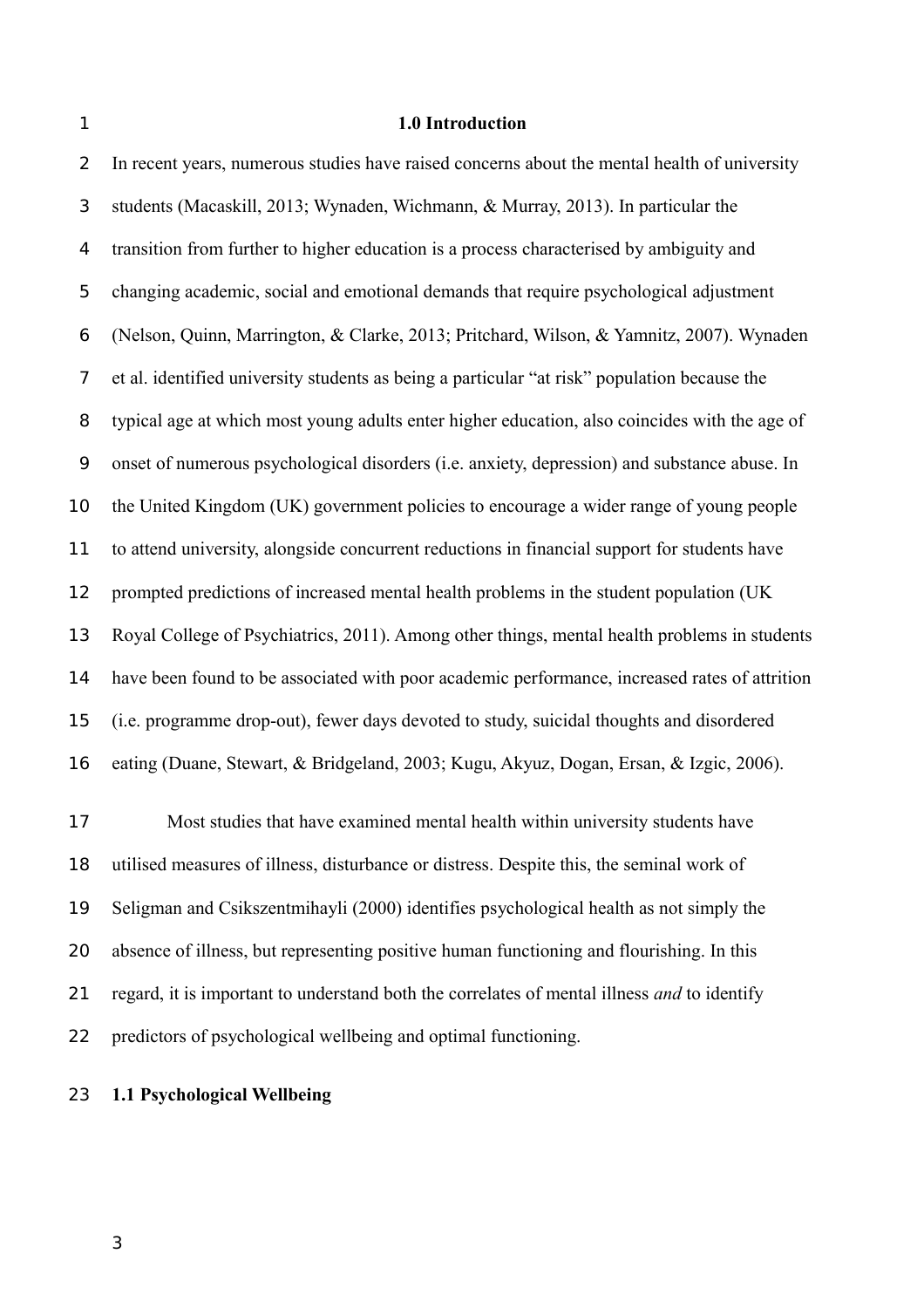# 1.0 Introduction

In recent years, numerous studies have raised concerns about the mental health of university students (Macaskill, 2013; Wynaden, Wichmann, & Murray, 2013). In particular the transition from further to higher education is a process characterised by ambiguity and changing academic, social and emotional demands that require psychological adjustment (Nelson, Quinn, Marrington, & Clarke, 2013; Pritchard, Wilson, & Yamnitz, 2007). Wynaden et al. identified university students as being a particular "at risk" population because the typical age at which most young adults enter higher education, also coincides with the age of onset of numerous psychological disorders (i.e. anxiety, depression) and substance abuse. In the United Kingdom (UK) government policies to encourage a wider range of young people to attend university, alongside concurrent reductions in financial support for students have prompted predictions of increased mental health problems in the student population (UK Royal College of Psychiatrics, 2011). Among other things, mental health problems in students have been found to be associated with poor academic performance, increased rates of attrition (i.e. programme drop-out), fewer days devoted to study, suicidal thoughts and disordered eating (Duane, Stewart, & Bridgeland, 2003; Kugu, Akyuz, Dogan, Ersan, & Izgic, 2006).

Most studies that have examined mental health within university students have utilised measures of illness, disturbance or distress. Despite this, the seminal work of Seligman and Csikszentmihayli (2000) identifies psychological health as not simply the absence of illness, but representing positive human functioning and flourishing. In this regard, it is important to understand both the correlates of mental illness *and* to identify predictors of psychological wellbeing and optimal functioning.

## 1.1 Psychological Wellbeing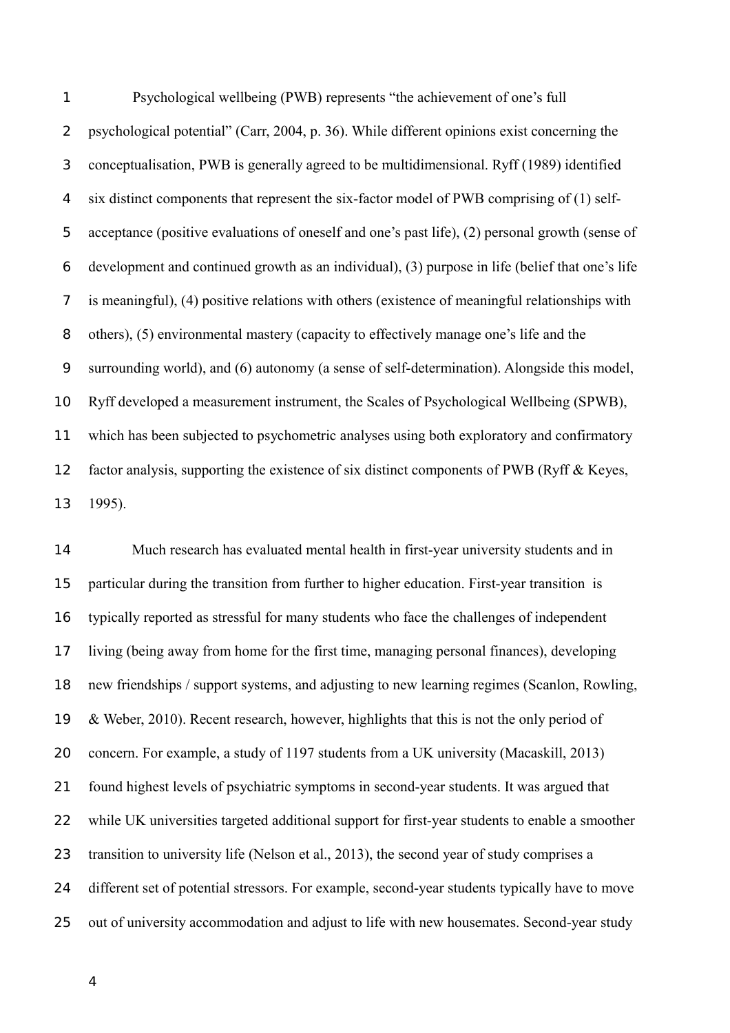Psychological wellbeing (PWB) represents "the achievement of one's full psychological potential" (Carr, 2004, p. 36). While different opinions exist concerning the conceptualisation, PWB is generally agreed to be multidimensional. Ryff (1989) identified six distinct components that represent the six-factor model of PWB comprising of (1) self-acceptance (positive evaluations of oneself and one's past life), (2) personal growth (sense of development and continued growth as an individual), (3) purpose in life (belief that one's life is meaningful), (4) positive relations with others (existence of meaningful relationships with others), (5) environmental mastery (capacity to effectively manage one's life and the surrounding world), and (6) autonomy (a sense of self-determination). Alongside this model, Ryff developed a measurement instrument, the Scales of Psychological Wellbeing (SPWB), which has been subjected to psychometric analyses using both exploratory and confirmatory factor analysis, supporting the existence of six distinct components of PWB (Ryff & Keyes, 1995).

Much research has evaluated mental health in first-year university students and in particular during the transition from further to higher education. First-year transition is typically reported as stressful for many students who face the challenges of independent living (being away from home for the first time, managing personal finances), developing new friendships / support systems, and adjusting to new learning regimes (Scanlon, Rowling, & Weber, 2010). Recent research, however, highlights that this is not the only period of concern. For example, a study of 1197 students from a UK university (Macaskill, 2013) found highest levels of psychiatric symptoms in second-year students. It was argued that while UK universities targeted additional support for first-year students to enable a smoother transition to university life (Nelson et al., 2013), the second year of study comprises a different set of potential stressors. For example, second-year students typically have to move out of university accommodation and adjust to life with new housemates. Second-year study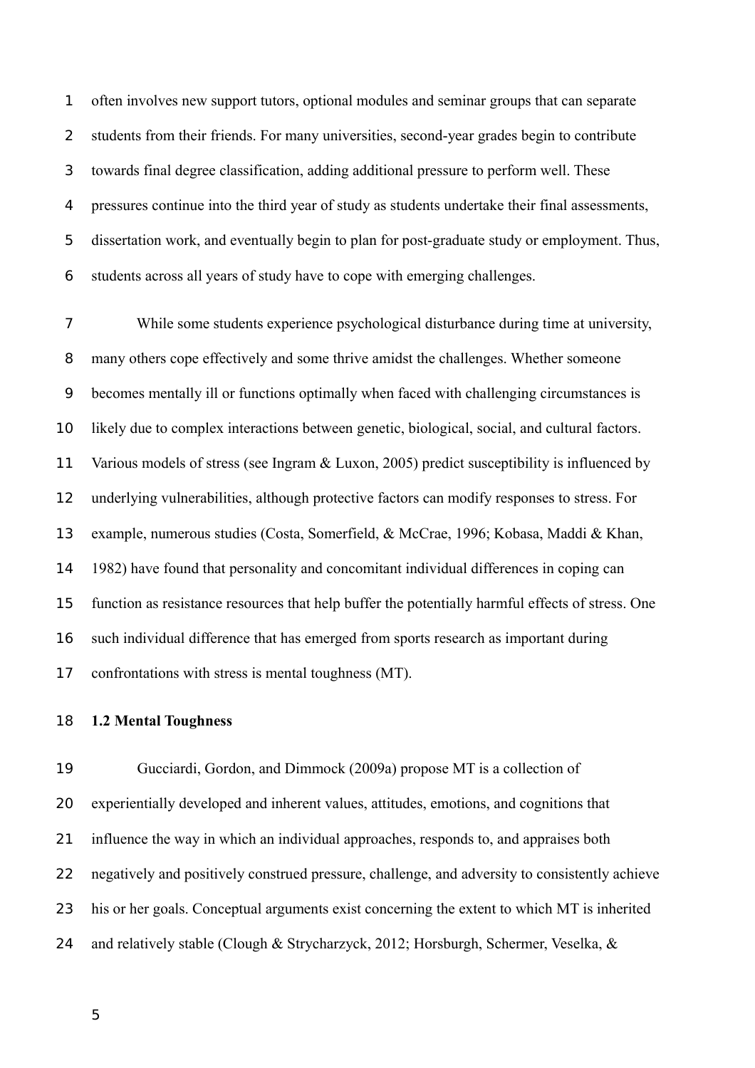often involves new support tutors, optional modules and seminar groups that can separate students from their friends. For many universities, second-year grades begin to contribute towards final degree classification, adding additional pressure to perform well. These pressures continue into the third year of study as students undertake their final assessments, dissertation work, and eventually begin to plan for post-graduate study or employment. Thus, students across all years of study have to cope with emerging challenges.

While some students experience psychological disturbance during time at university, many others cope effectively and some thrive amidst the challenges. Whether someone becomes mentally ill or functions optimally when faced with challenging circumstances is likely due to complex interactions between genetic, biological, social, and cultural factors. Various models of stress (see Ingram & Luxon, 2005) predict susceptibility is influenced by underlying vulnerabilities, although protective factors can modify responses to stress. For example, numerous studies (Costa, Somerfield, & McCrae, 1996; Kobasa, Maddi & Khan, 1982) have found that personality and concomitant individual differences in coping can function as resistance resources that help buffer the potentially harmful effects of stress. One such individual difference that has emerged from sports research as important during confrontations with stress is mental toughness (MT).

### 1.2 Mental Toughness

Gucciardi, Gordon, and Dimmock (2009a) propose MT is a collection of experientially developed and inherent values, attitudes, emotions, and cognitions that influence the way in which an individual approaches, responds to, and appraises both negatively and positively construed pressure, challenge, and adversity to consistently achieve his or her goals. Conceptual arguments exist concerning the extent to which MT is inherited and relatively stable (Clough & Strycharzyck, 2012; Horsburgh, Schermer, Veselka, &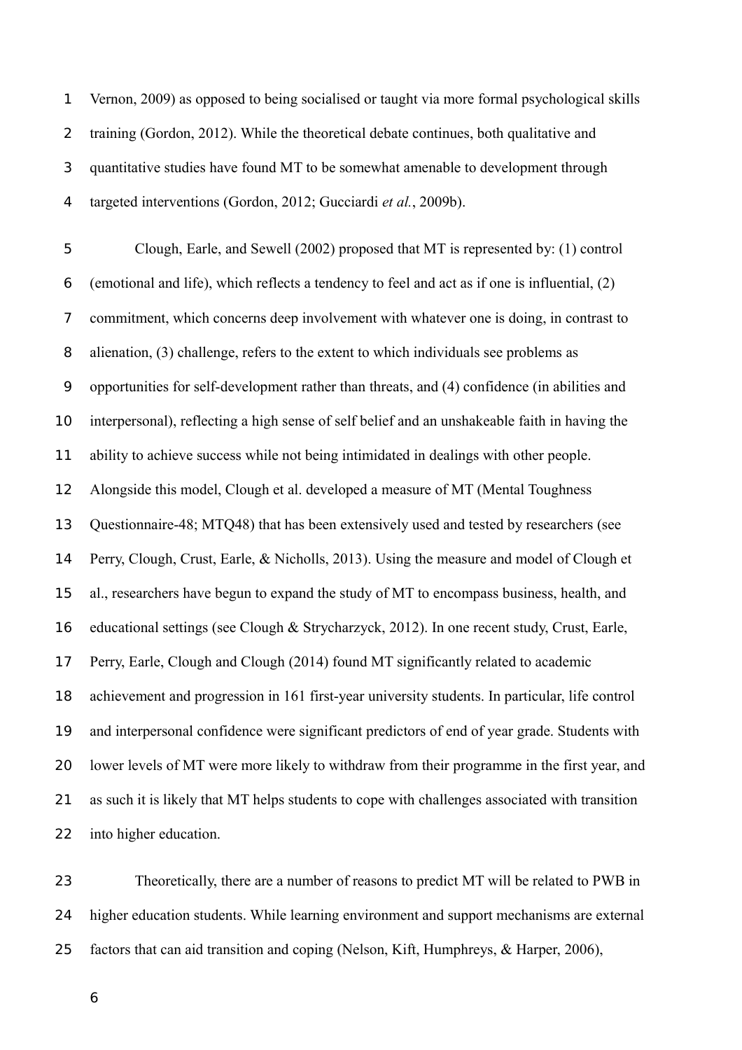Vernon, 2009) as opposed to being socialised or taught via more formal psychological skills training (Gordon, 2012). While the theoretical debate continues, both qualitative and quantitative studies have found MT to be somewhat amenable to development through targeted interventions (Gordon, 2012; Gucciardi *et al.*, 2009b).

Clough, Earle, and Sewell (2002) proposed that MT is represented by: (1) control (emotional and life), which reflects a tendency to feel and act as if one is influential, (2) commitment, which concerns deep involvement with whatever one is doing, in contrast to alienation, (3) challenge, refers to the extent to which individuals see problems as opportunities for self-development rather than threats, and (4) confidence (in abilities and interpersonal), reflecting a high sense of self belief and an unshakeable faith in having the ability to achieve success while not being intimidated in dealings with other people. Alongside this model, Clough et al. developed a measure of MT (Mental Toughness Questionnaire-48; MTQ48) that has been extensively used and tested by researchers (see Perry, Clough, Crust, Earle, & Nicholls, 2013). Using the measure and model of Clough et al., researchers have begun to expand the study of MT to encompass business, health, and educational settings (see Clough & Strycharzyck, 2012). In one recent study, Crust, Earle, Perry, Earle, Clough and Clough (2014) found MT significantly related to academic achievement and progression in 161 first-year university students. In particular, life control and interpersonal confidence were significant predictors of end of year grade. Students with lower levels of MT were more likely to withdraw from their programme in the first year, and as such it is likely that MT helps students to cope with challenges associated with transition into higher education.

Theoretically, there are a number of reasons to predict MT will be related to PWB in higher education students. While learning environment and support mechanisms are external factors that can aid transition and coping (Nelson, Kift, Humphreys, & Harper, 2006),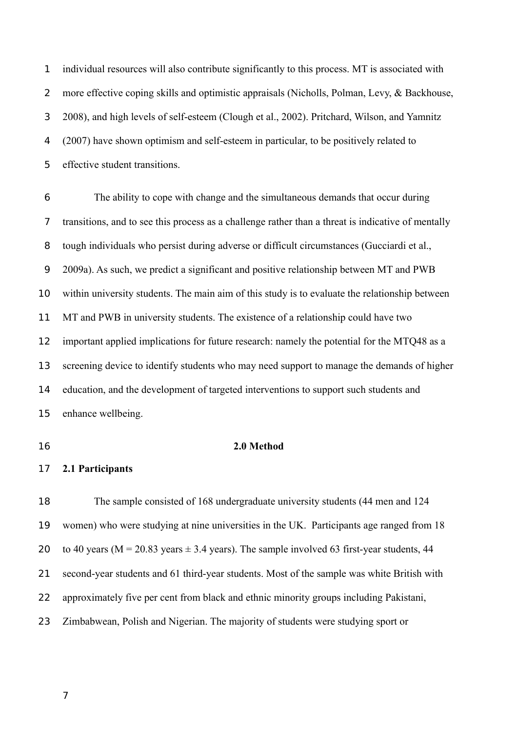individual resources will also contribute significantly to this process. MT is associated with more effective coping skills and optimistic appraisals (Nicholls, Polman, Levy, & Backhouse, 2008), and high levels of self-esteem (Clough et al., 2002). Pritchard, Wilson, and Yamnitz (2007) have shown optimism and self-esteem in particular, to be positively related to effective student transitions.

The ability to cope with change and the simultaneous demands that occur during transitions, and to see this process as a challenge rather than a threat is indicative of mentally tough individuals who persist during adverse or difficult circumstances (Gucciardi et al., 2009a). As such, we predict a significant and positive relationship between MT and PWB within university students. The main aim of this study is to evaluate the relationship between MT and PWB in university students. The existence of a relationship could have two important applied implications for future research: namely the potential for the MTQ48 as a screening device to identify students who may need support to manage the demands of higher education, and the development of targeted interventions to support such students and enhance wellbeing.

## 2.0 Method

### 2.1 Participants

The sample consisted of 168 undergraduate university students (44 men and 124 women) who were studying at nine universities in the UK. Participants age ranged from 18 to 40 years ($M = 20.83$ years $\pm$ 3.4 years). The sample involved 63 first-year students, 44 second-year students and 61 third-year students. Most of the sample was white British with approximately five per cent from black and ethnic minority groups including Pakistani, Zimbabwean, Polish and Nigerian. The majority of students were studying sport or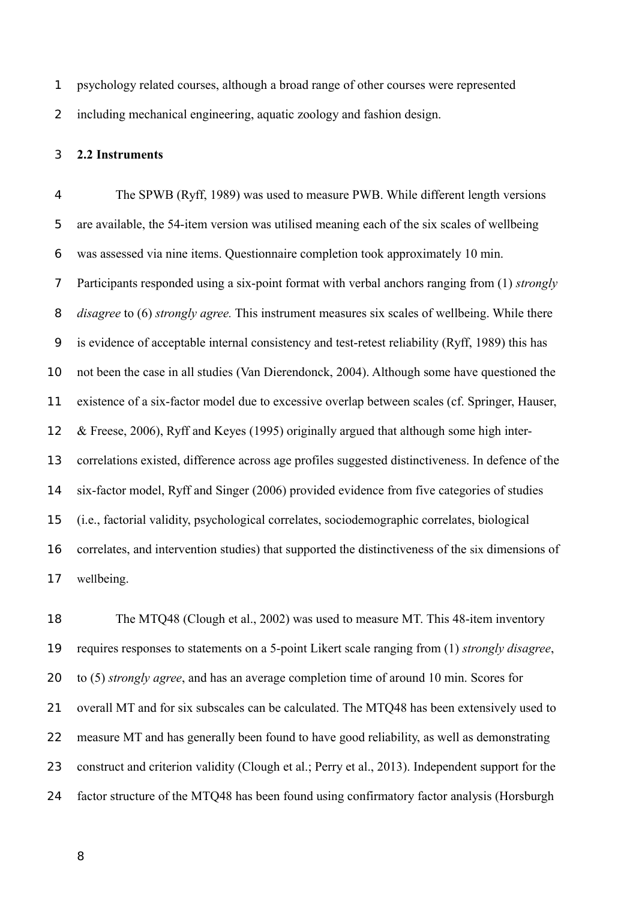psychology related courses, although a broad range of other courses were represented including mechanical engineering, aquatic zoology and fashion design.

**2.2 Instruments**

The SPWB (Ryff, 1989) was used to measure PWB. While different length versions are available, the 54-item version was utilised meaning each of the six scales of wellbeing was assessed via nine items. Questionnaire completion took approximately 10 min. Participants responded using a six-point format with verbal anchors ranging from (1) *strongly disagree* to (6) *strongly agree.* This instrument measures six scales of wellbeing. While there is evidence of acceptable internal consistency and test-retest reliability (Ryff, 1989) this has not been the case in all studies (Van Dierendonck, 2004). Although some have questioned the existence of a six-factor model due to excessive overlap between scales (cf. Springer, Hauser, & Freese, 2006), Ryff and Keyes (1995) originally argued that although some high inter-correlations existed, difference across age profiles suggested distinctiveness. In defence of the six-factor model, Ryff and Singer (2006) provided evidence from five categories of studies (i.e., factorial validity, psychological correlates, sociodemographic correlates, biological correlates, and intervention studies) that supported the distinctiveness of the six dimensions of wellbeing.

The MTQ48 (Clough et al., 2002) was used to measure MT. This 48-item inventory requires responses to statements on a 5-point Likert scale ranging from (1) *strongly disagree*, to (5) *strongly agree*, and has an average completion time of around 10 min. Scores for overall MT and for six subscales can be calculated. The MTQ48 has been extensively used to measure MT and has generally been found to have good reliability, as well as demonstrating construct and criterion validity (Clough et al.; Perry et al., 2013). Independent support for the factor structure of the MTQ48 has been found using confirmatory factor analysis (Horsburgh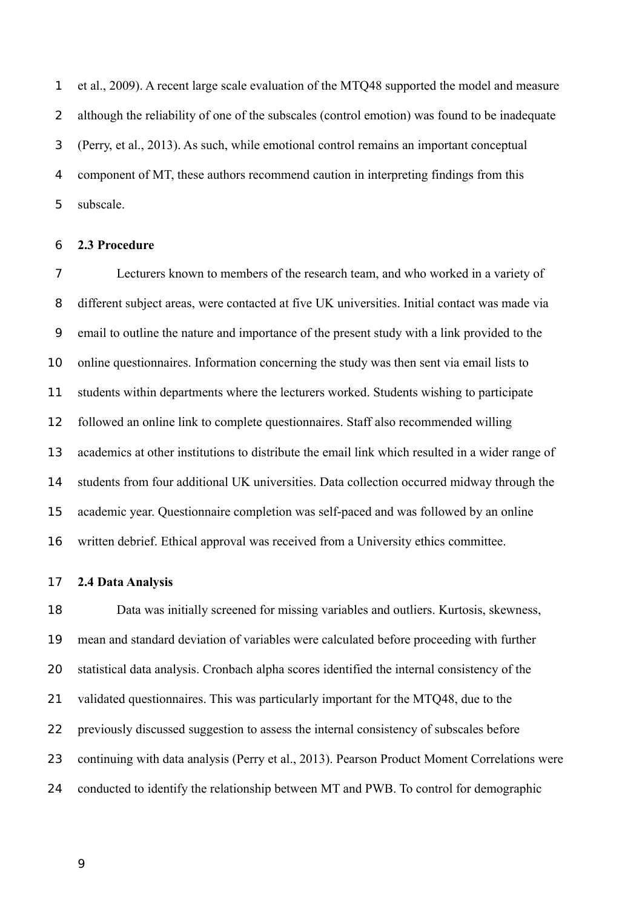et al., 2009). A recent large scale evaluation of the MTQ48 supported the model and measure although the reliability of one of the subscales (control emotion) was found to be inadequate (Perry, et al., 2013). As such, while emotional control remains an important conceptual component of MT, these authors recommend caution in interpreting findings from this subscale.

### 2.3 Procedure

Lecturers known to members of the research team, and who worked in a variety of different subject areas, were contacted at five UK universities. Initial contact was made via email to outline the nature and importance of the present study with a link provided to the online questionnaires. Information concerning the study was then sent via email lists to students within departments where the lecturers worked. Students wishing to participate followed an online link to complete questionnaires. Staff also recommended willing academics at other institutions to distribute the email link which resulted in a wider range of students from four additional UK universities. Data collection occurred midway through the academic year. Questionnaire completion was self-paced and was followed by an online written debrief. Ethical approval was received from a University ethics committee.

### 2.4 Data Analysis

Data was initially screened for missing variables and outliers. Kurtosis, skewness, mean and standard deviation of variables were calculated before proceeding with further statistical data analysis. Cronbach alpha scores identified the internal consistency of the validated questionnaires. This was particularly important for the MTQ48, due to the previously discussed suggestion to assess the internal consistency of subscales before continuing with data analysis (Perry et al., 2013). Pearson Product Moment Correlations were conducted to identify the relationship between MT and PWB. To control for demographic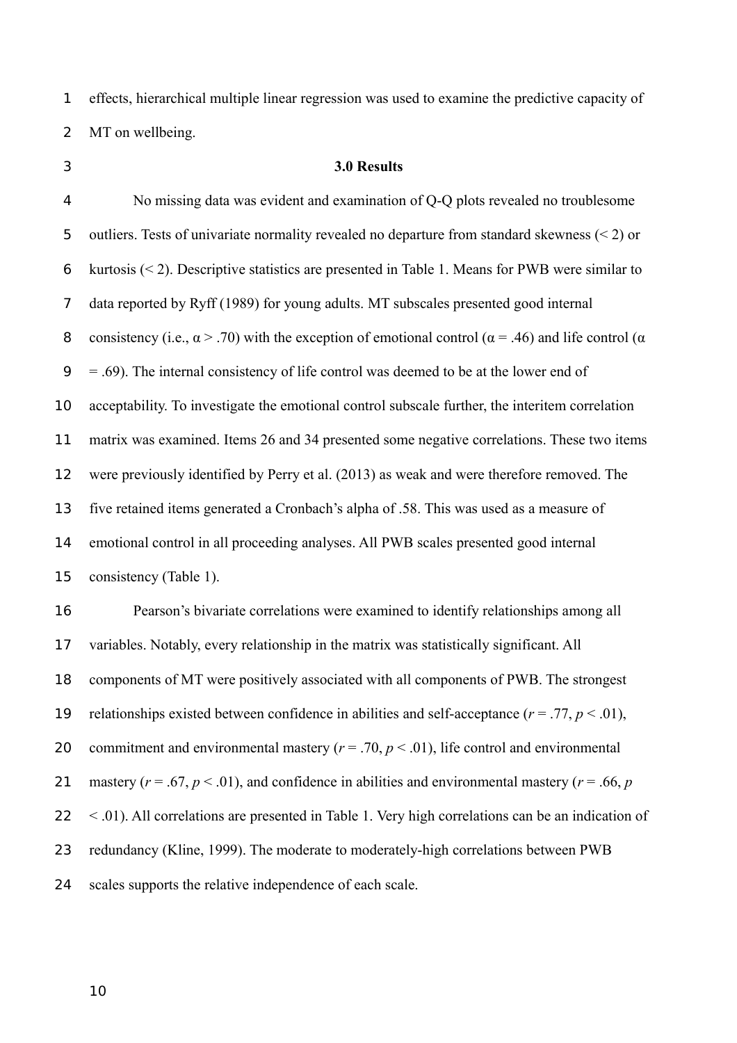effects, hierarchical multiple linear regression was used to examine the predictive capacity of MT on wellbeing.

## 3.0 Results

No missing data was evident and examination of Q-Q plots revealed no troublesome outliers. Tests of univariate normality revealed no departure from standard skewness (< 2) or kurtosis (< 2). Descriptive statistics are presented in Table 1. Means for PWB were similar to data reported by Ryff (1989) for young adults. MT subscales presented good internal consistency (i.e., $\alpha > .70$) with the exception of emotional control ($\alpha = .46$) and life control ($\alpha = .69$). The internal consistency of life control was deemed to be at the lower end of acceptability. To investigate the emotional control subscale further, the interitem correlation matrix was examined. Items 26 and 34 presented some negative correlations. These two items were previously identified by Perry et al. (2013) as weak and were therefore removed. The five retained items generated a Cronbach's alpha of .58. This was used as a measure of emotional control in all proceeding analyses. All PWB scales presented good internal consistency (Table 1).

Pearson's bivariate correlations were examined to identify relationships among all variables. Notably, every relationship in the matrix was statistically significant. All components of MT were positively associated with all components of PWB. The strongest relationships existed between confidence in abilities and self-acceptance ($r = .77$, $p < .01$), commitment and environmental mastery ($r = .70$, $p < .01$), life control and environmental mastery ($r = .67$, $p < .01$), and confidence in abilities and environmental mastery ($r = .66$, $p < .01$). All correlations are presented in Table 1. Very high correlations can be an indication of redundancy (Kline, 1999). The moderate to moderately-high correlations between PWB scales supports the relative independence of each scale.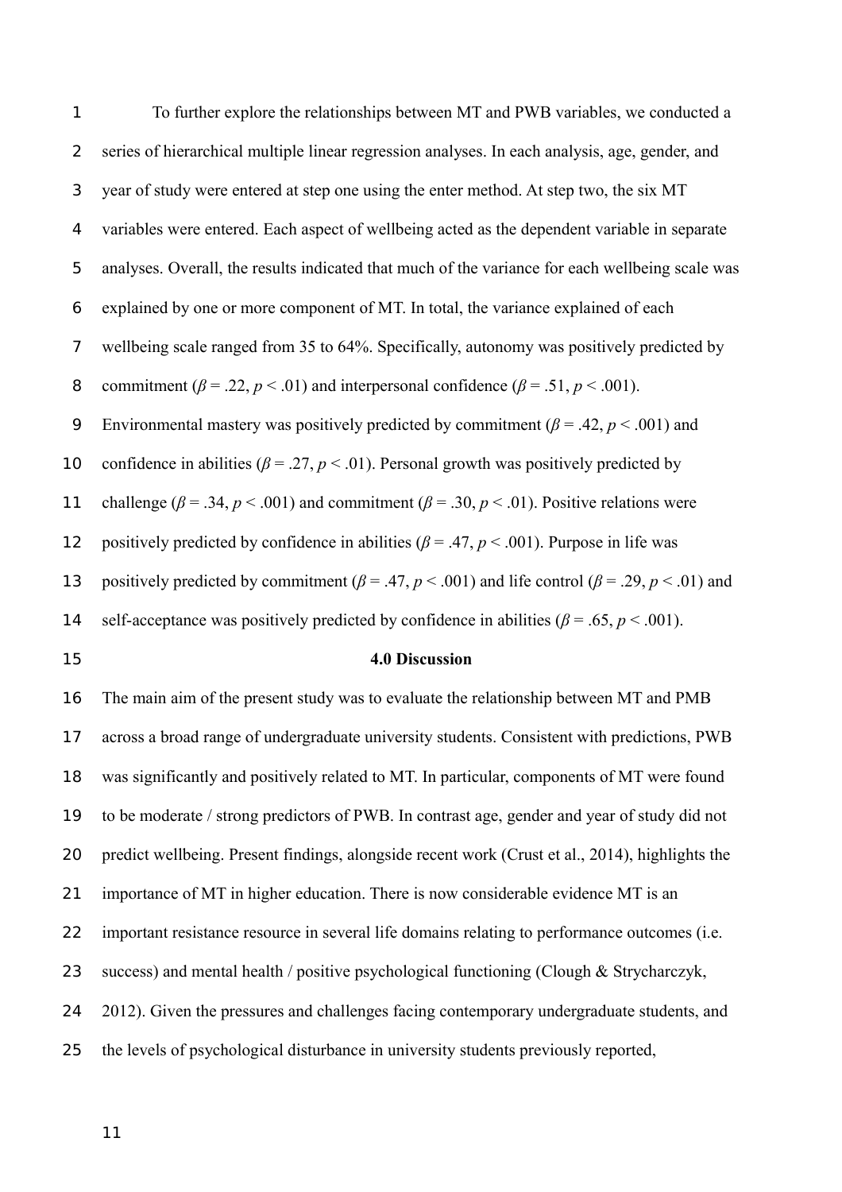To further explore the relationships between MT and PWB variables, we conducted a series of hierarchical multiple linear regression analyses. In each analysis, age, gender, and year of study were entered at step one using the enter method. At step two, the six MT variables were entered. Each aspect of wellbeing acted as the dependent variable in separate analyses. Overall, the results indicated that much of the variance for each wellbeing scale was explained by one or more component of MT. In total, the variance explained of each wellbeing scale ranged from 35 to 64%. Specifically, autonomy was positively predicted by commitment ($\beta = .22$, $p < .01$) and interpersonal confidence ($\beta = .51$, $p < .001$). Environmental mastery was positively predicted by commitment ($\beta = .42$, $p < .001$) and confidence in abilities ($\beta = .27$, $p < .01$). Personal growth was positively predicted by challenge ($\beta = .34$, $p < .001$) and commitment ($\beta = .30$, $p < .01$). Positive relations were positively predicted by confidence in abilities ($\beta = .47$, $p < .001$). Purpose in life was positively predicted by commitment ($\beta = .47$, $p < .001$) and life control ($\beta = .29$, $p < .01$) and self-acceptance was positively predicted by confidence in abilities ($\beta = .65$, $p < .001$).

## 4.0 Discussion

The main aim of the present study was to evaluate the relationship between MT and PMB across a broad range of undergraduate university students. Consistent with predictions, PWB was significantly and positively related to MT. In particular, components of MT were found to be moderate / strong predictors of PWB. In contrast age, gender and year of study did not predict wellbeing. Present findings, alongside recent work (Crust et al., 2014), highlights the importance of MT in higher education. There is now considerable evidence MT is an important resistance resource in several life domains relating to performance outcomes (i.e. success) and mental health / positive psychological functioning (Clough & Strycharczyk, 2012). Given the pressures and challenges facing contemporary undergraduate students, and the levels of psychological disturbance in university students previously reported,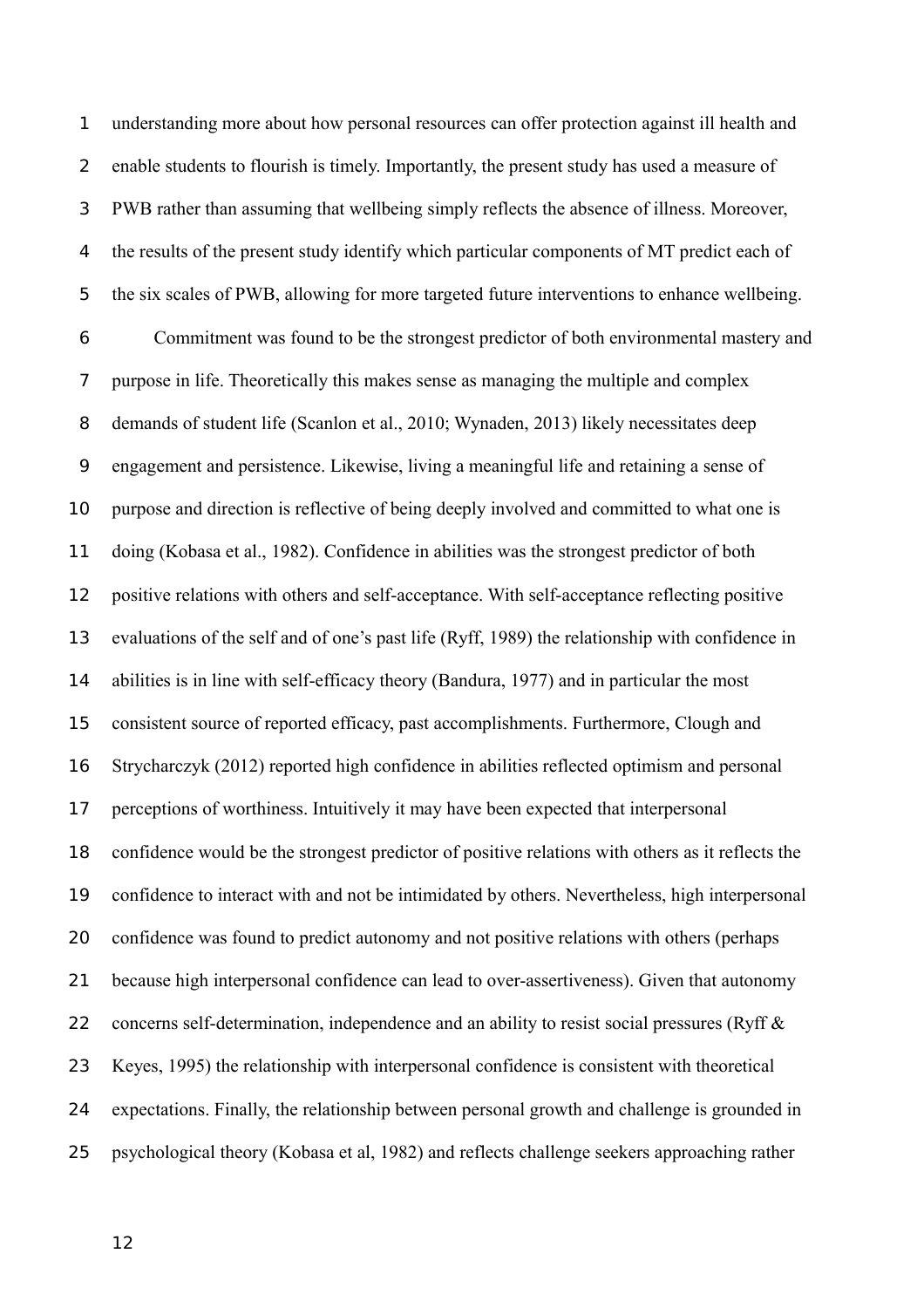understanding more about how personal resources can offer protection against ill health and enable students to flourish is timely. Importantly, the present study has used a measure of PWB rather than assuming that wellbeing simply reflects the absence of illness. Moreover, the results of the present study identify which particular components of MT predict each of the six scales of PWB, allowing for more targeted future interventions to enhance wellbeing.

Commitment was found to be the strongest predictor of both environmental mastery and purpose in life. Theoretically this makes sense as managing the multiple and complex demands of student life (Scanlon et al., 2010; Wynaden, 2013) likely necessitates deep engagement and persistence. Likewise, living a meaningful life and retaining a sense of purpose and direction is reflective of being deeply involved and committed to what one is doing (Kobasa et al., 1982). Confidence in abilities was the strongest predictor of both positive relations with others and self-acceptance. With self-acceptance reflecting positive evaluations of the self and of one's past life (Ryff, 1989) the relationship with confidence in abilities is in line with self-efficacy theory (Bandura, 1977) and in particular the most consistent source of reported efficacy, past accomplishments. Furthermore, Clough and Strycharczyk (2012) reported high confidence in abilities reflected optimism and personal perceptions of worthiness. Intuitively it may have been expected that interpersonal confidence would be the strongest predictor of positive relations with others as it reflects the confidence to interact with and not be intimidated by others. Nevertheless, high interpersonal confidence was found to predict autonomy and not positive relations with others (perhaps because high interpersonal confidence can lead to over-assertiveness). Given that autonomy concerns self-determination, independence and an ability to resist social pressures (Ryff & Keyes, 1995) the relationship with interpersonal confidence is consistent with theoretical expectations. Finally, the relationship between personal growth and challenge is grounded in psychological theory (Kobasa et al, 1982) and reflects challenge seekers approaching rather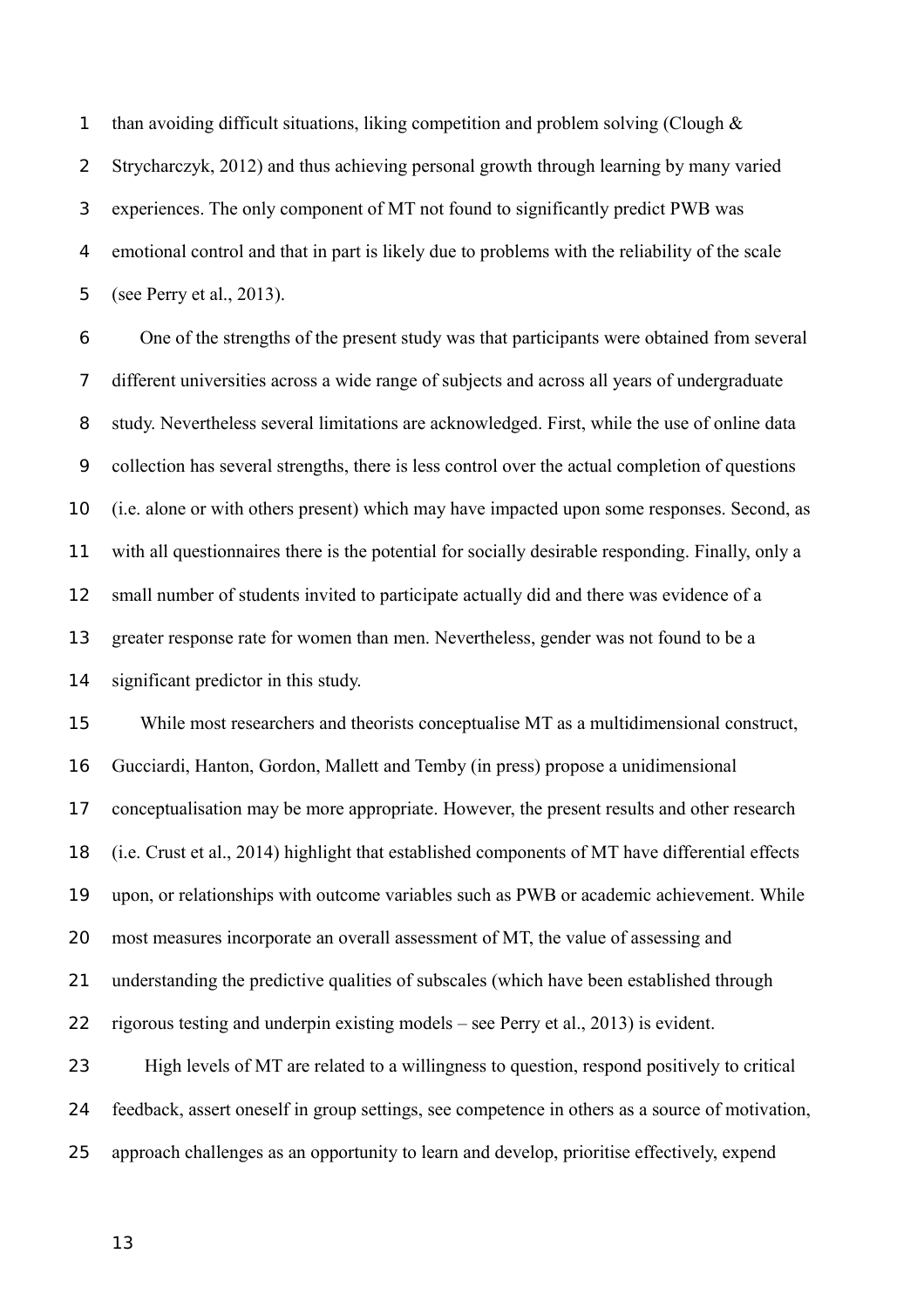than avoiding difficult situations, liking competition and problem solving (Clough & Strycharczyk, 2012) and thus achieving personal growth through learning by many varied experiences. The only component of MT not found to significantly predict PWB was emotional control and that in part is likely due to problems with the reliability of the scale (see Perry et al., 2013).

One of the strengths of the present study was that participants were obtained from several different universities across a wide range of subjects and across all years of undergraduate study. Nevertheless several limitations are acknowledged. First, while the use of online data collection has several strengths, there is less control over the actual completion of questions (i.e. alone or with others present) which may have impacted upon some responses. Second, as with all questionnaires there is the potential for socially desirable responding. Finally, only a small number of students invited to participate actually did and there was evidence of a greater response rate for women than men. Nevertheless, gender was not found to be a significant predictor in this study.

While most researchers and theorists conceptualise MT as a multidimensional construct, Gucciardi, Hanton, Gordon, Mallett and Temby (in press) propose a unidimensional conceptualisation may be more appropriate. However, the present results and other research (i.e. Crust et al., 2014) highlight that established components of MT have differential effects upon, or relationships with outcome variables such as PWB or academic achievement. While most measures incorporate an overall assessment of MT, the value of assessing and understanding the predictive qualities of subscales (which have been established through rigorous testing and underpin existing models – see Perry et al., 2013) is evident.

High levels of MT are related to a willingness to question, respond positively to critical feedback, assert oneself in group settings, see competence in others as a source of motivation, approach challenges as an opportunity to learn and develop, prioritise effectively, expend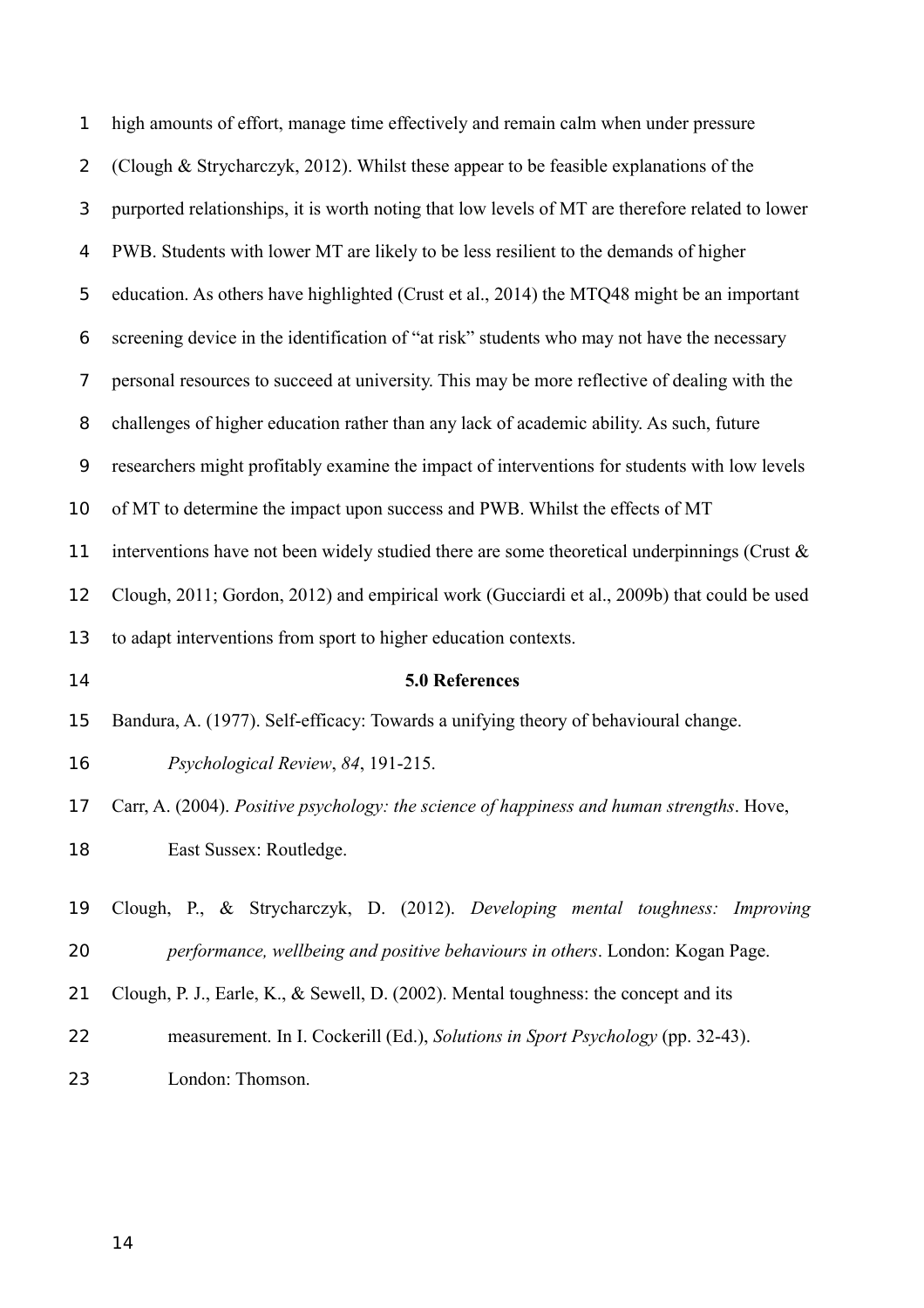high amounts of effort, manage time effectively and remain calm when under pressure (Clough & Strycharczyk, 2012). Whilst these appear to be feasible explanations of the purported relationships, it is worth noting that low levels of MT are therefore related to lower PWB. Students with lower MT are likely to be less resilient to the demands of higher education. As others have highlighted (Crust et al., 2014) the MTQ48 might be an important screening device in the identification of "at risk" students who may not have the necessary personal resources to succeed at university. This may be more reflective of dealing with the challenges of higher education rather than any lack of academic ability. As such, future researchers might profitably examine the impact of interventions for students with low levels of MT to determine the impact upon success and PWB. Whilst the effects of MT interventions have not been widely studied there are some theoretical underpinnings (Crust & Clough, 2011; Gordon, 2012) and empirical work (Gucciardi et al., 2009b) that could be used to adapt interventions from sport to higher education contexts.

## 5.0 References

Bandura, A. (1977). Self-efficacy: Towards a unifying theory of behavioural change. *Psychological Review*, *84*, 191-215.

Carr, A. (2004). *Positive psychology: the science of happiness and human strengths*. Hove, East Sussex: Routledge.

Clough, P., & Strycharczyk, D. (2012). *Developing mental toughness: Improving performance, wellbeing and positive behaviours in others*. London: Kogan Page.

Clough, P. J., Earle, K., & Sewell, D. (2002). Mental toughness: the concept and its measurement. In I. Cockerill (Ed.), *Solutions in Sport Psychology* (pp. 32-43). London: Thomson.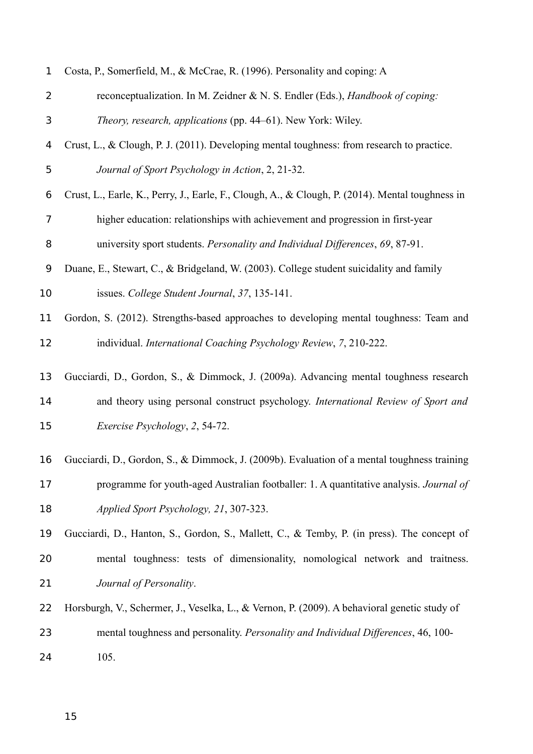Costa, P., Somerfield, M., & McCrae, R. (1996). Personality and coping: A reconceptualization. In M. Zeidner & N. S. Endler (Eds.), *Handbook of coping: Theory, research, applications* (pp. 44–61). New York: Wiley.

Crust, L., & Clough, P. J. (2011). Developing mental toughness: from research to practice. *Journal of Sport Psychology in Action*, 2, 21-32.

Crust, L., Earle, K., Perry, J., Earle, F., Clough, A., & Clough, P. (2014). Mental toughness in higher education: relationships with achievement and progression in first-year university sport students. *Personality and Individual Differences*, *69*, 87-91.

Duane, E., Stewart, C., & Bridgeland, W. (2003). College student suicidality and family issues. *College Student Journal*, *37*, 135-141.

Gordon, S. (2012). Strengths-based approaches to developing mental toughness: Team and individual. *International Coaching Psychology Review*, *7*, 210-222.

Gucciardi, D., Gordon, S., & Dimmock, J. (2009a). Advancing mental toughness research and theory using personal construct psychology. *International Review of Sport and Exercise Psychology*, *2*, 54-72.

Gucciardi, D., Gordon, S., & Dimmock, J. (2009b). Evaluation of a mental toughness training programme for youth-aged Australian footballer: 1. A quantitative analysis. *Journal of Applied Sport Psychology, 21*, 307-323.

Gucciardi, D., Hanton, S., Gordon, S., Mallett, C., & Temby, P. (in press). The concept of mental toughness: tests of dimensionality, nomological network and traitness. *Journal of Personality*.

Horsburgh, V., Schermer, J., Veselka, L., & Vernon, P. (2009). A behavioral genetic study of mental toughness and personality. *Personality and Individual Differences*, 46, 100-105.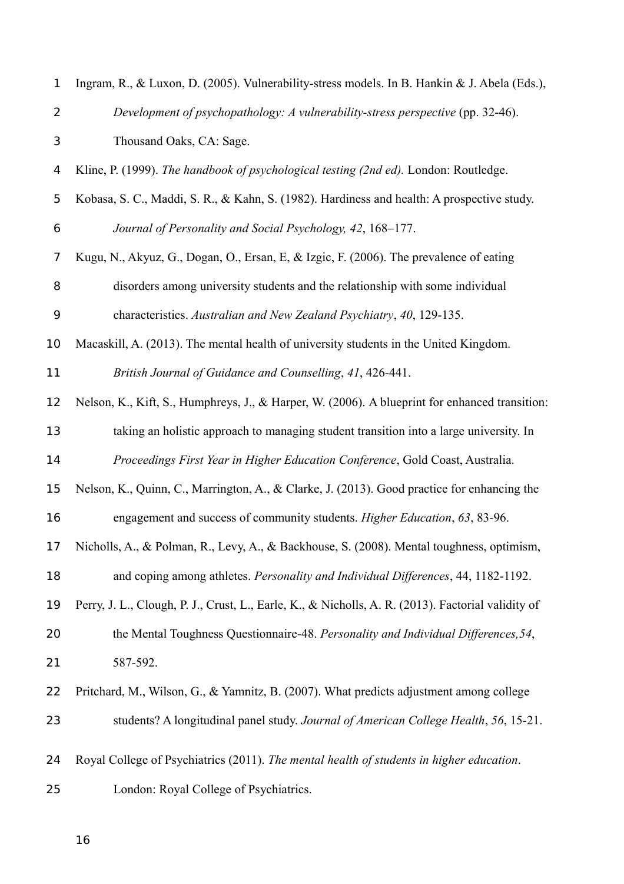Ingram, R., & Luxon, D. (2005). Vulnerability-stress models. In B. Hankin & J. Abela (Eds.), *Development of psychopathology: A vulnerability-stress perspective* (pp. 32-46). Thousand Oaks, CA: Sage.

Kline, P. (1999). *The handbook of psychological testing (2nd ed).* London: Routledge.

Kobasa, S. C., Maddi, S. R., & Kahn, S. (1982). Hardiness and health: A prospective study. *Journal of Personality and Social Psychology, 42*, 168–177.

Kugu, N., Akyuz, G., Dogan, O., Ersan, E, & Izgic, F. (2006). The prevalence of eating disorders among university students and the relationship with some individual characteristics. *Australian and New Zealand Psychiatry*, *40*, 129-135.

Macaskill, A. (2013). The mental health of university students in the United Kingdom. *British Journal of Guidance and Counselling*, *41*, 426-441.

Nelson, K., Kift, S., Humphreys, J., & Harper, W. (2006). A blueprint for enhanced transition: taking an holistic approach to managing student transition into a large university. In *Proceedings First Year in Higher Education Conference*, Gold Coast, Australia.

Nelson, K., Quinn, C., Marrington, A., & Clarke, J. (2013). Good practice for enhancing the engagement and success of community students. *Higher Education*, *63*, 83-96.

Nicholls, A., & Polman, R., Levy, A., & Backhouse, S. (2008). Mental toughness, optimism, and coping among athletes. *Personality and Individual Differences*, 44, 1182-1192.

Perry, J. L., Clough, P. J., Crust, L., Earle, K., & Nicholls, A. R. (2013). Factorial validity of the Mental Toughness Questionnaire-48. *Personality and Individual Differences,54*, 587-592.

Pritchard, M., Wilson, G., & Yamnitz, B. (2007). What predicts adjustment among college students? A longitudinal panel study. *Journal of American College Health*, *56*, 15-21.

Royal College of Psychiatrics (2011). *The mental health of students in higher education*. London: Royal College of Psychiatrics.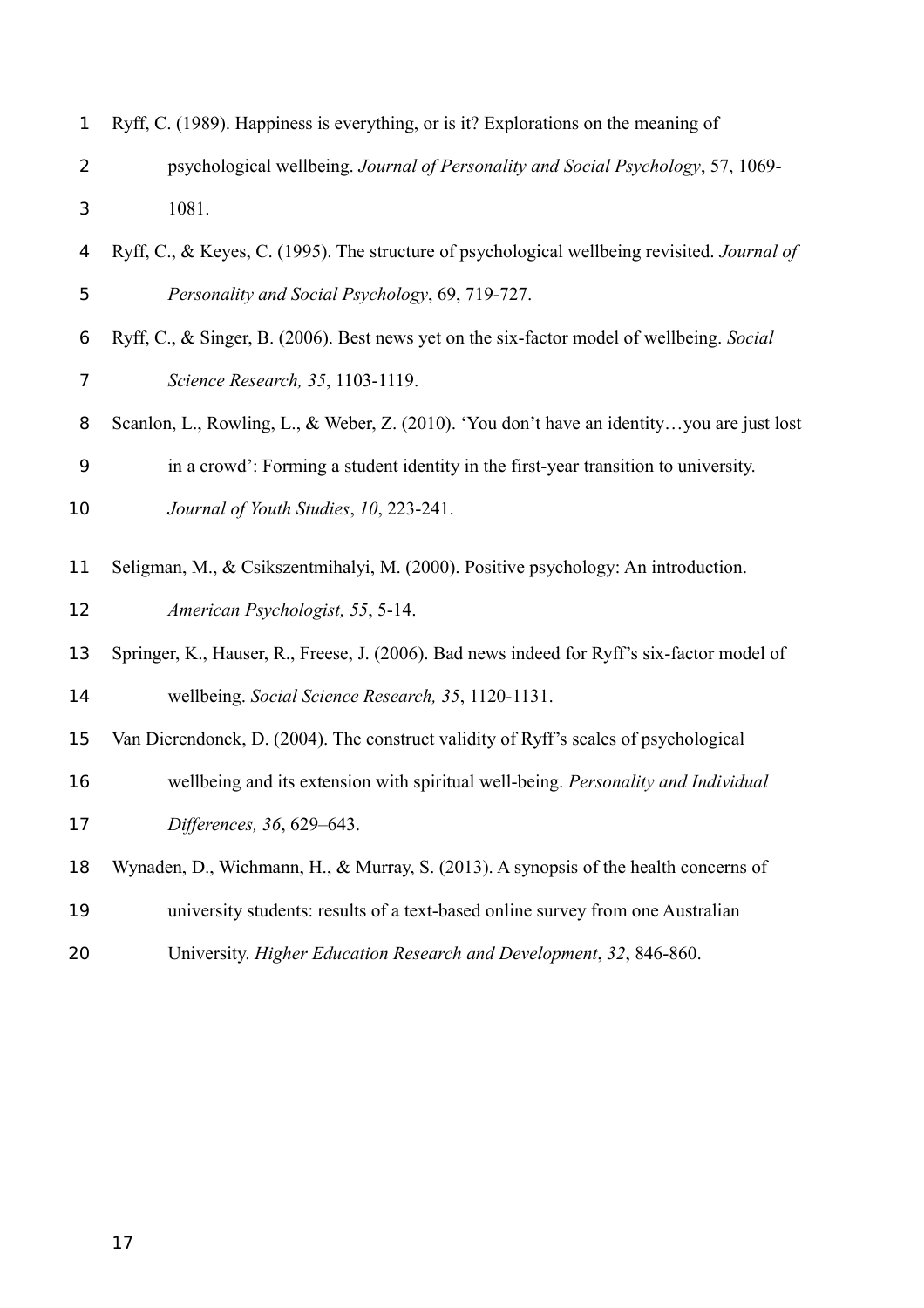Ryff, C. (1989). Happiness is everything, or is it? Explorations on the meaning of psychological wellbeing. *Journal of Personality and Social Psychology*, 57, 1069-1081.

Ryff, C., & Keyes, C. (1995). The structure of psychological wellbeing revisited. *Journal of Personality and Social Psychology*, 69, 719-727.

Ryff, C., & Singer, B. (2006). Best news yet on the six-factor model of wellbeing. *Social Science Research, 35*, 1103-1119.

Scanlon, L., Rowling, L., & Weber, Z. (2010). 'You don't have an identity…you are just lost in a crowd': Forming a student identity in the first-year transition to university. *Journal of Youth Studies*, *10*, 223-241.

Seligman, M., & Csikszentmihalyi, M. (2000). Positive psychology: An introduction. *American Psychologist, 55*, 5-14.

Springer, K., Hauser, R., Freese, J. (2006). Bad news indeed for Ryff's six-factor model of wellbeing. *Social Science Research, 35*, 1120-1131.

Van Dierendonck, D. (2004). The construct validity of Ryff's scales of psychological wellbeing and its extension with spiritual well-being. *Personality and Individual Differences, 36*, 629–643.

Wynaden, D., Wichmann, H., & Murray, S. (2013). A synopsis of the health concerns of university students: results of a text-based online survey from one Australian University. *Higher Education Research and Development*, *32*, 846-860.